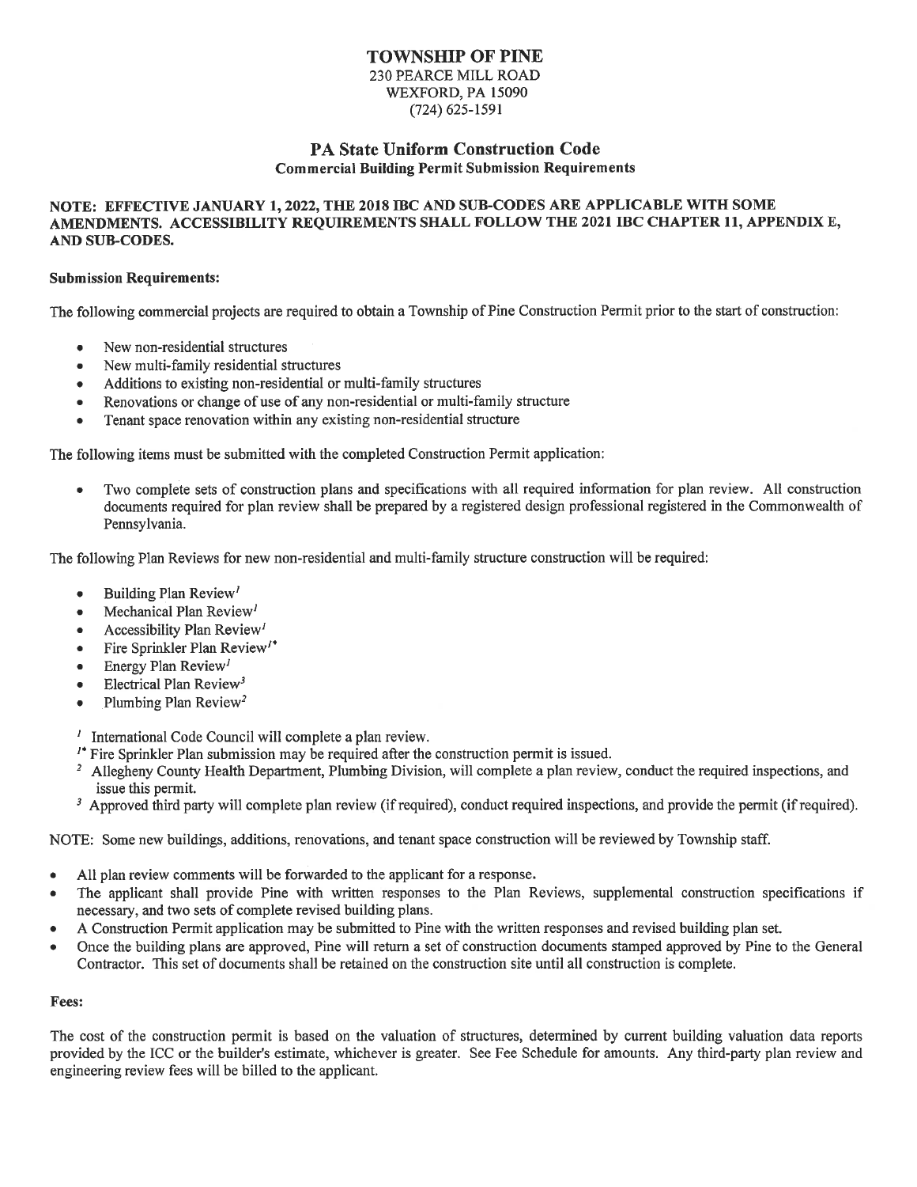# TOWNSHIP OF PINE

230 PEARCE MILL ROAD
WEXFORD, PA 15090
(724) 625-1591

## PA State Uniform Construction Code

### Commercial Building Permit Submission Requirements

**NOTE: EFFECTIVE JANUARY 1, 2022, THE 2018 IBC AND SUB-CODES ARE APPLICABLE WITH SOME AMENDMENTS. ACCESSIBILITY REQUIREMENTS SHALL FOLLOW THE 2021 IBC CHAPTER 11, APPENDIX E, AND SUB-CODES.**

**Submission Requirements:**

The following commercial projects are required to obtain a Township of Pine Construction Permit prior to the start of construction:

- New non-residential structures
- New multi-family residential structures
- Additions to existing non-residential or multi-family structures
- Renovations or change of use of any non-residential or multi-family structure
- Tenant space renovation within any existing non-residential structure

The following items must be submitted with the completed Construction Permit application:

- Two complete sets of construction plans and specifications with all required information for plan review. All construction documents required for plan review shall be prepared by a registered design professional registered in the Commonwealth of Pennsylvania.

The following Plan Reviews for new non-residential and multi-family structure construction will be required:

- Building Plan Review[1]
- Mechanical Plan Review[1]
- Accessibility Plan Review[1]
- Fire Sprinkler Plan Review[1*]
- Energy Plan Review[1]
- Electrical Plan Review[3]
- Plumbing Plan Review[2]

[1] International Code Council will complete a plan review.
[1*] Fire Sprinkler Plan submission may be required after the construction permit is issued.
[2] Allegheny County Health Department, Plumbing Division, will complete a plan review, conduct the required inspections, and issue this permit.
[3] Approved third party will complete plan review (if required), conduct required inspections, and provide the permit (if required).

NOTE: Some new buildings, additions, renovations, and tenant space construction will be reviewed by Township staff.

- All plan review comments will be forwarded to the applicant for a response.
- The applicant shall provide Pine with written responses to the Plan Reviews, supplemental construction specifications if necessary, and two sets of complete revised building plans.
- A Construction Permit application may be submitted to Pine with the written responses and revised building plan set.
- Once the building plans are approved, Pine will return a set of construction documents stamped approved by Pine to the General Contractor. This set of documents shall be retained on the construction site until all construction is complete.

**Fees:**

The cost of the construction permit is based on the valuation of structures, determined by current building valuation data reports provided by the ICC or the builder's estimate, whichever is greater. See Fee Schedule for amounts. Any third-party plan review and engineering review fees will be billed to the applicant.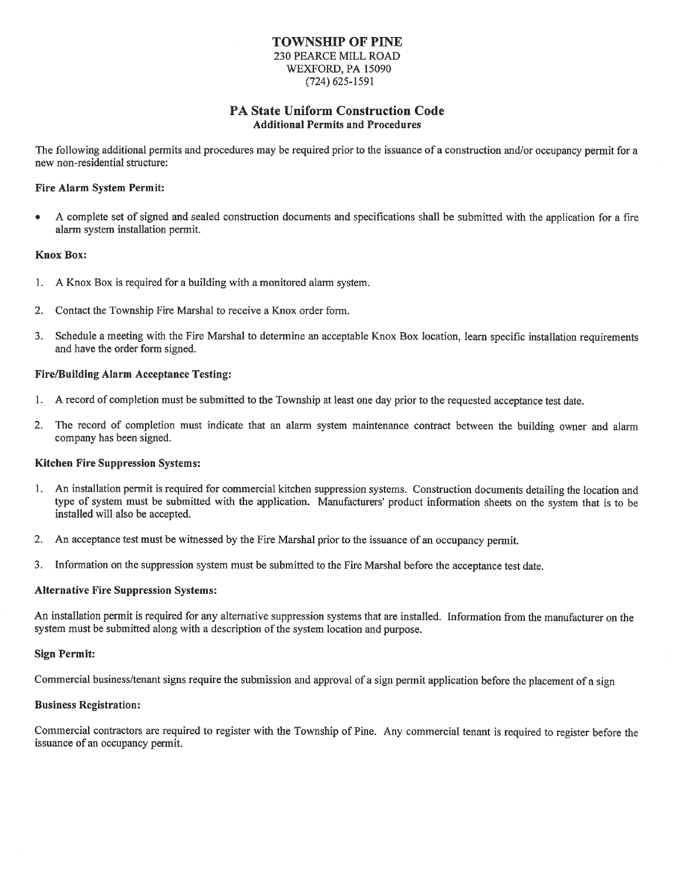# TOWNSHIP OF PINE

230 PEARCE MILL ROAD
WEXFORD, PA 15090
(724) 625-1591

## PA State Uniform Construction Code

### Additional Permits and Procedures

The following additional permits and procedures may be required prior to the issuance of a construction and/or occupancy permit for a new non-residential structure:

**Fire Alarm System Permit:**

- A complete set of signed and sealed construction documents and specifications shall be submitted with the application for a fire alarm system installation permit.

**Knox Box:**

1. A Knox Box is required for a building with a monitored alarm system.
2. Contact the Township Fire Marshal to receive a Knox order form.
3. Schedule a meeting with the Fire Marshal to determine an acceptable Knox Box location, learn specific installation requirements and have the order form signed.

**Fire/Building Alarm Acceptance Testing:**

1. A record of completion must be submitted to the Township at least one day prior to the requested acceptance test date.
2. The record of completion must indicate that an alarm system maintenance contract between the building owner and alarm company has been signed.

**Kitchen Fire Suppression Systems:**

1. An installation permit is required for commercial kitchen suppression systems. Construction documents detailing the location and type of system must be submitted with the application. Manufacturers' product information sheets on the system that is to be installed will also be accepted.
2. An acceptance test must be witnessed by the Fire Marshal prior to the issuance of an occupancy permit.
3. Information on the suppression system must be submitted to the Fire Marshal before the acceptance test date.

**Alternative Fire Suppression Systems:**

An installation permit is required for any alternative suppression systems that are installed. Information from the manufacturer on the system must be submitted along with a description of the system location and purpose.

**Sign Permit:**

Commercial business/tenant signs require the submission and approval of a sign permit application before the placement of a sign

**Business Registration:**

Commercial contractors are required to register with the Township of Pine. Any commercial tenant is required to register before the issuance of an occupancy permit.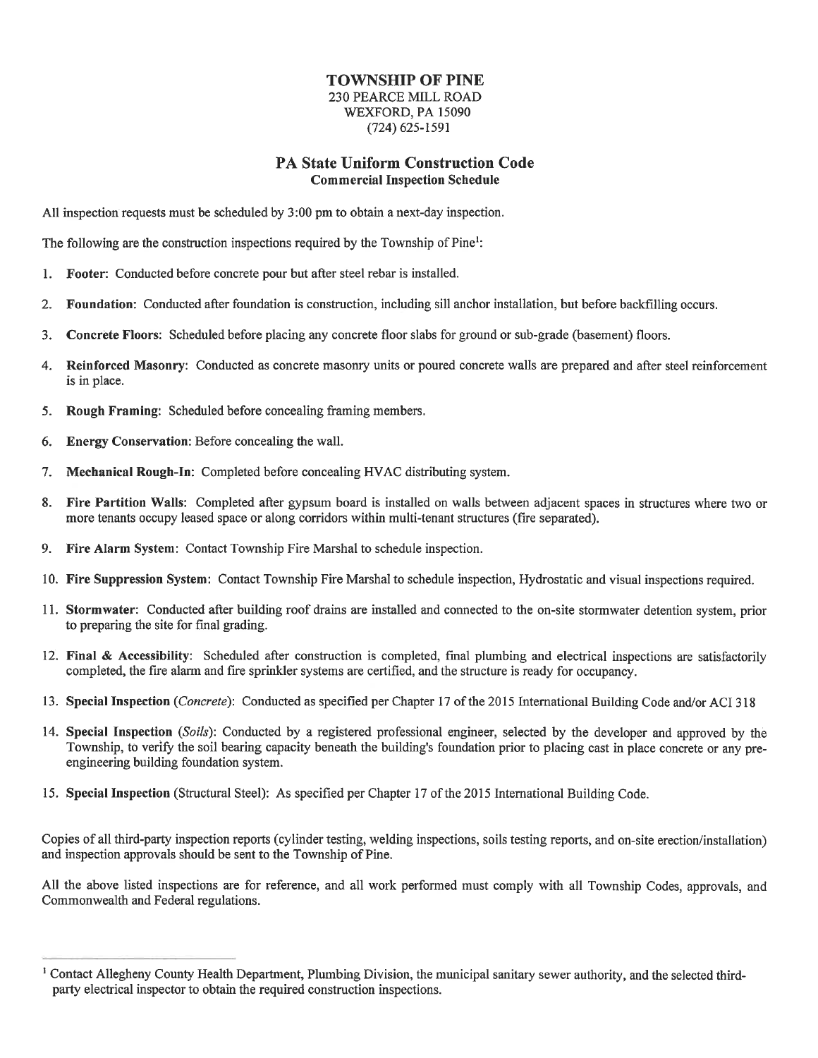# TOWNSHIP OF PINE

230 PEARCE MILL ROAD
WEXFORD, PA 15090
(724) 625-1591

## PA State Uniform Construction Code

### Commercial Inspection Schedule

All inspection requests must be scheduled by 3:00 pm to obtain a next-day inspection.

The following are the construction inspections required by the Township of Pine[1]:

1. **Footer**: Conducted before concrete pour but after steel rebar is installed.
2. **Foundation**: Conducted after foundation is construction, including sill anchor installation, but before backfilling occurs.
3. **Concrete Floors**: Scheduled before placing any concrete floor slabs for ground or sub-grade (basement) floors.
4. **Reinforced Masonry**: Conducted as concrete masonry units or poured concrete walls are prepared and after steel reinforcement is in place.
5. **Rough Framing**: Scheduled before concealing framing members.
6. **Energy Conservation**: Before concealing the wall.
7. **Mechanical Rough-In**: Completed before concealing HVAC distributing system.
8. **Fire Partition Walls**: Completed after gypsum board is installed on walls between adjacent spaces in structures where two or more tenants occupy leased space or along corridors within multi-tenant structures (fire separated).
9. **Fire Alarm System**: Contact Township Fire Marshal to schedule inspection.
10. **Fire Suppression System**: Contact Township Fire Marshal to schedule inspection, Hydrostatic and visual inspections required.
11. **Stormwater**: Conducted after building roof drains are installed and connected to the on-site stormwater detention system, prior to preparing the site for final grading.
12. **Final & Accessibility**: Scheduled after construction is completed, final plumbing and electrical inspections are satisfactorily completed, the fire alarm and fire sprinkler systems are certified, and the structure is ready for occupancy.
13. **Special Inspection** (*Concrete*): Conducted as specified per Chapter 17 of the 2015 International Building Code and/or ACI 318
14. **Special Inspection** (*Soils*): Conducted by a registered professional engineer, selected by the developer and approved by the Township, to verify the soil bearing capacity beneath the building's foundation prior to placing cast in place concrete or any pre-engineering building foundation system.
15. **Special Inspection** (Structural Steel): As specified per Chapter 17 of the 2015 International Building Code.

Copies of all third-party inspection reports (cylinder testing, welding inspections, soils testing reports, and on-site erection/installation) and inspection approvals should be sent to the Township of Pine.

All the above listed inspections are for reference, and all work performed must comply with all Township Codes, approvals, and Commonwealth and Federal regulations.

---

[1] Contact Allegheny County Health Department, Plumbing Division, the municipal sanitary sewer authority, and the selected third-party electrical inspector to obtain the required construction inspections.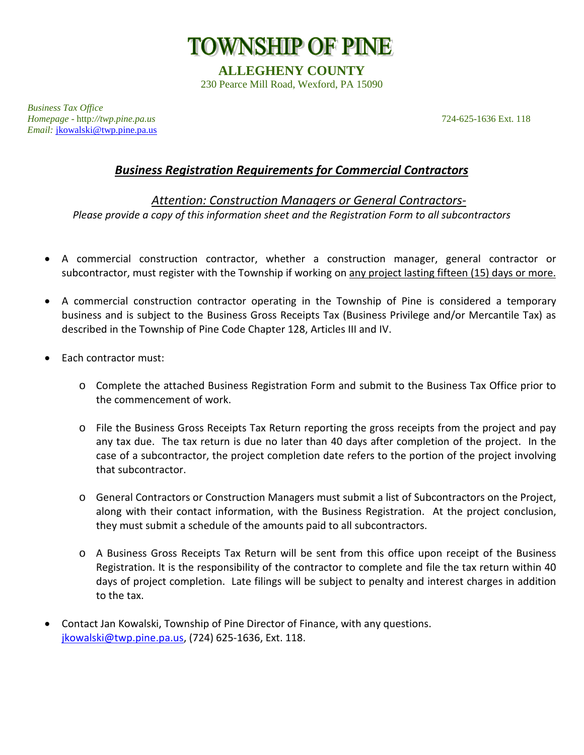# TOWNSHIP OF PINE

## ALLEGHENY COUNTY

230 Pearce Mill Road, Wexford, PA 15090

*Business Tax Office*
*Homepage* - http://*twp.pine.pa.us* 724-625-1636 Ext. 118
*Email:* jkowalski@twp.pine.pa.us

## ***Business Registration Requirements for Commercial Contractors***

*Attention: Construction Managers or General Contractors-*

*Please provide a copy of this information sheet and the Registration Form to all subcontractors*

- A commercial construction contractor, whether a construction manager, general contractor or subcontractor, must register with the Township if working on any project lasting fifteen (15) days or more.
- A commercial construction contractor operating in the Township of Pine is considered a temporary business and is subject to the Business Gross Receipts Tax (Business Privilege and/or Mercantile Tax) as described in the Township of Pine Code Chapter 128, Articles III and IV.
- Each contractor must:
  - Complete the attached Business Registration Form and submit to the Business Tax Office prior to the commencement of work.
  - File the Business Gross Receipts Tax Return reporting the gross receipts from the project and pay any tax due. The tax return is due no later than 40 days after completion of the project. In the case of a subcontractor, the project completion date refers to the portion of the project involving that subcontractor.
  - General Contractors or Construction Managers must submit a list of Subcontractors on the Project, along with their contact information, with the Business Registration. At the project conclusion, they must submit a schedule of the amounts paid to all subcontractors.
  - A Business Gross Receipts Tax Return will be sent from this office upon receipt of the Business Registration. It is the responsibility of the contractor to complete and file the tax return within 40 days of project completion. Late filings will be subject to penalty and interest charges in addition to the tax.
- Contact Jan Kowalski, Township of Pine Director of Finance, with any questions.
  jkowalski@twp.pine.pa.us, (724) 625-1636, Ext. 118.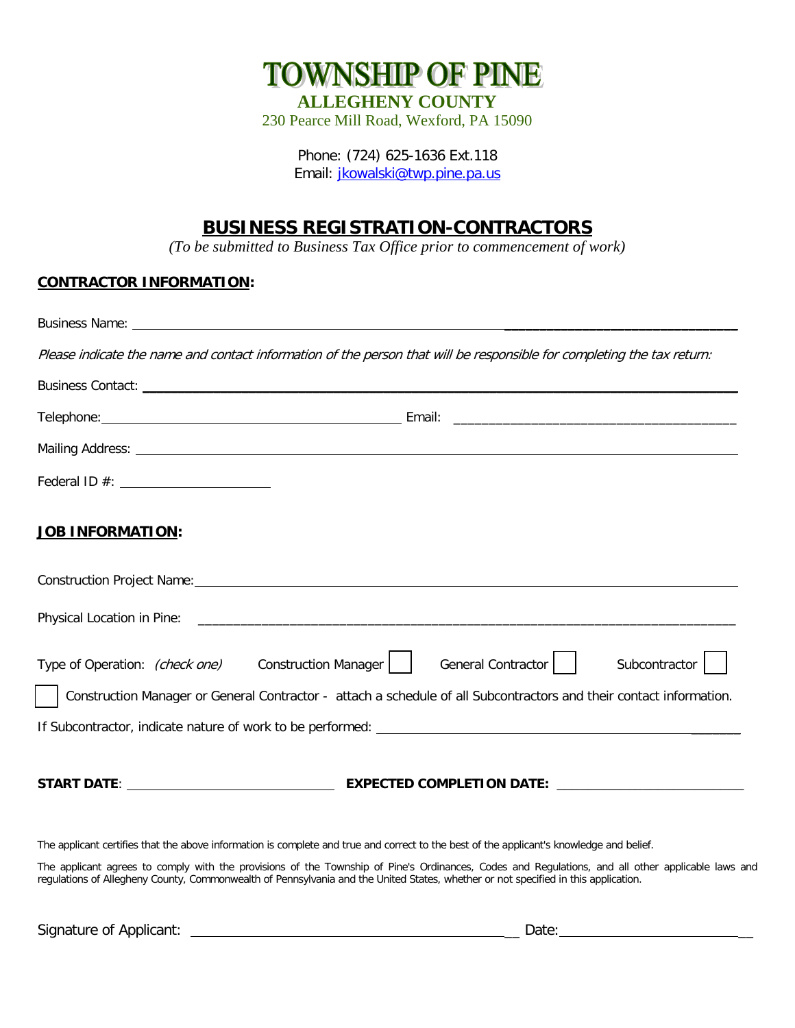# TOWNSHIP OF PINE

**ALLEGHENY COUNTY**

230 Pearce Mill Road, Wexford, PA 15090

Phone: (724) 625-1636 Ext.118
Email: jkowalski@twp.pine.pa.us

## BUSINESS REGISTRATION-CONTRACTORS

*(To be submitted to Business Tax Office prior to commencement of work)*

**CONTRACTOR INFORMATION:**

Business Name: ______________________________

*Please indicate the name and contact information of the person that will be responsible for completing the tax return:*

Business Contact: ______________________________

Telephone: ______________________ Email: ______________________

Mailing Address: ______________________________

Federal ID #: ______________

**JOB INFORMATION:**

Construction Project Name: ______________________________

Physical Location in Pine: ______________________________

Type of Operation: *(check one)* Construction Manager ☐ General Contractor ☐ Subcontractor ☐

☐ Construction Manager or General Contractor - attach a schedule of all Subcontractors and their contact information.

If Subcontractor, indicate nature of work to be performed: ______________________________

**START DATE**: ______________ **EXPECTED COMPLETION DATE:** ______________

The applicant certifies that the above information is complete and true and correct to the best of the applicant's knowledge and belief.

The applicant agrees to comply with the provisions of the Township of Pine's Ordinances, Codes and Regulations, and all other applicable laws and regulations of Allegheny County, Commonwealth of Pennsylvania and the United States, whether or not specified in this application.

Signature of Applicant: ______________________ Date: ______________